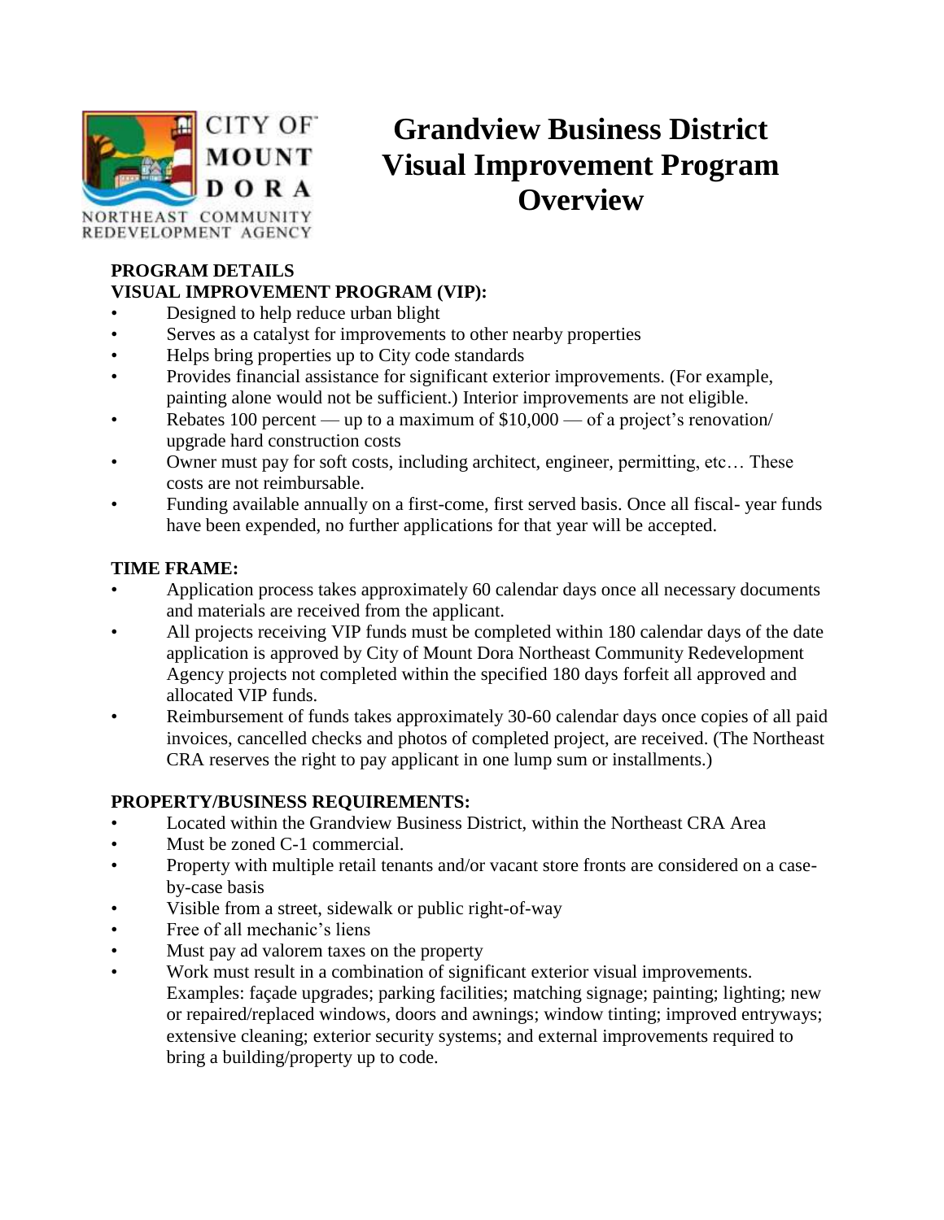CITY OF MOUNT DORA

NORTHEAST COMMUNITY REDEVELOPMENT AGENCY

# Grandview Business District Visual Improvement Program Overview

**PROGRAM DETAILS**

**VISUAL IMPROVEMENT PROGRAM (VIP):**

- Designed to help reduce urban blight
- Serves as a catalyst for improvements to other nearby properties
- Helps bring properties up to City code standards
- Provides financial assistance for significant exterior improvements. (For example, painting alone would not be sufficient.) Interior improvements are not eligible.
- Rebates 100 percent — up to a maximum of $10,000 — of a project's renovation/ upgrade hard construction costs
- Owner must pay for soft costs, including architect, engineer, permitting, etc… These costs are not reimbursable.
- Funding available annually on a first-come, first served basis. Once all fiscal- year funds have been expended, no further applications for that year will be accepted.

**TIME FRAME:**

- Application process takes approximately 60 calendar days once all necessary documents and materials are received from the applicant.
- All projects receiving VIP funds must be completed within 180 calendar days of the date application is approved by City of Mount Dora Northeast Community Redevelopment Agency projects not completed within the specified 180 days forfeit all approved and allocated VIP funds.
- Reimbursement of funds takes approximately 30-60 calendar days once copies of all paid invoices, cancelled checks and photos of completed project, are received. (The Northeast CRA reserves the right to pay applicant in one lump sum or installments.)

**PROPERTY/BUSINESS REQUIREMENTS:**

- Located within the Grandview Business District, within the Northeast CRA Area
- Must be zoned C-1 commercial.
- Property with multiple retail tenants and/or vacant store fronts are considered on a case-by-case basis
- Visible from a street, sidewalk or public right-of-way
- Free of all mechanic's liens
- Must pay ad valorem taxes on the property
- Work must result in a combination of significant exterior visual improvements. Examples: façade upgrades; parking facilities; matching signage; painting; lighting; new or repaired/replaced windows, doors and awnings; window tinting; improved entryways; extensive cleaning; exterior security systems; and external improvements required to bring a building/property up to code.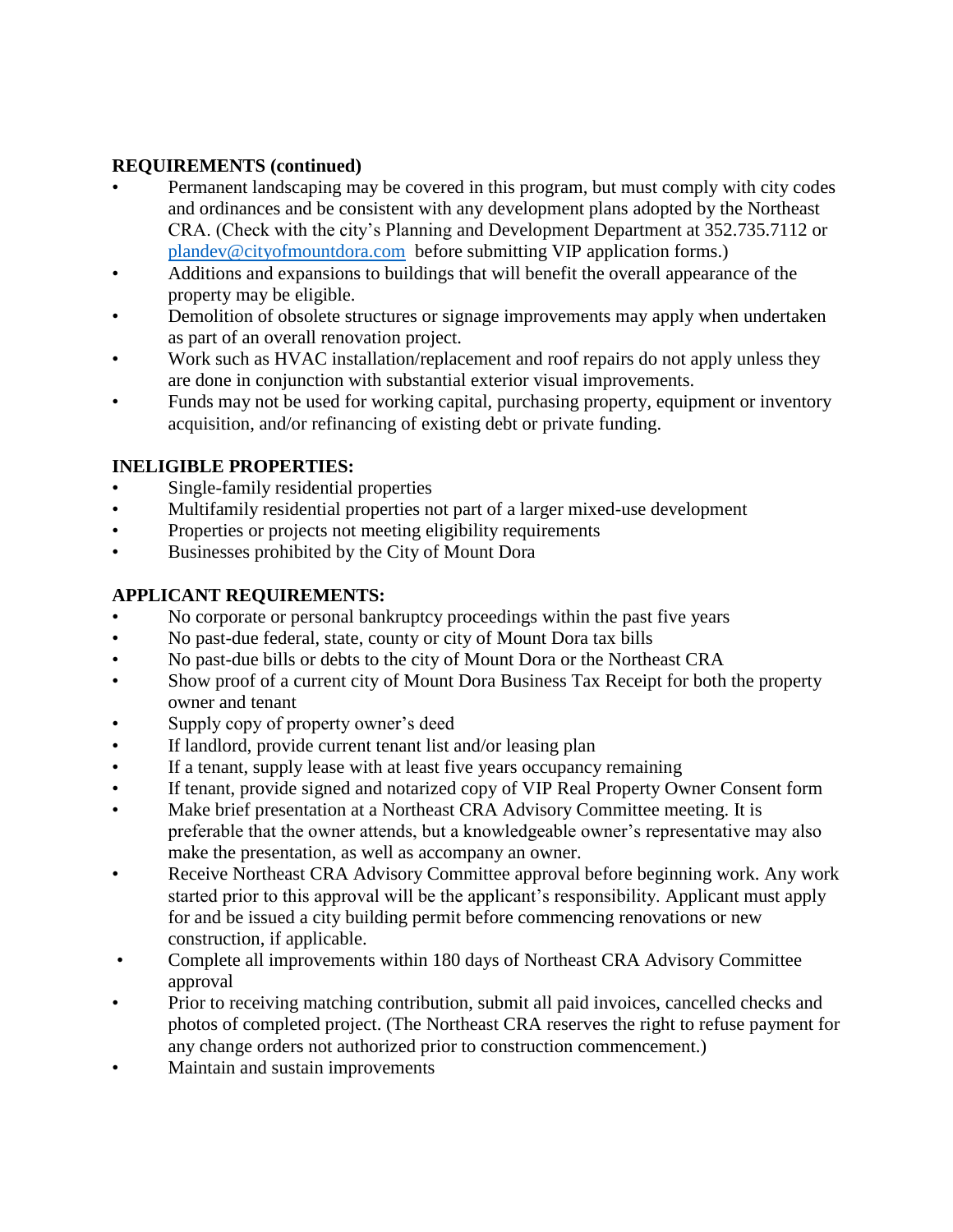**REQUIREMENTS (continued)**

- Permanent landscaping may be covered in this program, but must comply with city codes and ordinances and be consistent with any development plans adopted by the Northeast CRA. (Check with the city's Planning and Development Department at 352.735.7112 or [plandev@cityofmountdora.com](mailto:plandev@cityofmountdora.com) before submitting VIP application forms.)
- Additions and expansions to buildings that will benefit the overall appearance of the property may be eligible.
- Demolition of obsolete structures or signage improvements may apply when undertaken as part of an overall renovation project.
- Work such as HVAC installation/replacement and roof repairs do not apply unless they are done in conjunction with substantial exterior visual improvements.
- Funds may not be used for working capital, purchasing property, equipment or inventory acquisition, and/or refinancing of existing debt or private funding.

**INELIGIBLE PROPERTIES:**

- Single-family residential properties
- Multifamily residential properties not part of a larger mixed-use development
- Properties or projects not meeting eligibility requirements
- Businesses prohibited by the City of Mount Dora

**APPLICANT REQUIREMENTS:**

- No corporate or personal bankruptcy proceedings within the past five years
- No past-due federal, state, county or city of Mount Dora tax bills
- No past-due bills or debts to the city of Mount Dora or the Northeast CRA
- Show proof of a current city of Mount Dora Business Tax Receipt for both the property owner and tenant
- Supply copy of property owner's deed
- If landlord, provide current tenant list and/or leasing plan
- If a tenant, supply lease with at least five years occupancy remaining
- If tenant, provide signed and notarized copy of VIP Real Property Owner Consent form
- Make brief presentation at a Northeast CRA Advisory Committee meeting. It is preferable that the owner attends, but a knowledgeable owner's representative may also make the presentation, as well as accompany an owner.
- Receive Northeast CRA Advisory Committee approval before beginning work. Any work started prior to this approval will be the applicant's responsibility. Applicant must apply for and be issued a city building permit before commencing renovations or new construction, if applicable.
- Complete all improvements within 180 days of Northeast CRA Advisory Committee approval
- Prior to receiving matching contribution, submit all paid invoices, cancelled checks and photos of completed project. (The Northeast CRA reserves the right to refuse payment for any change orders not authorized prior to construction commencement.)
- Maintain and sustain improvements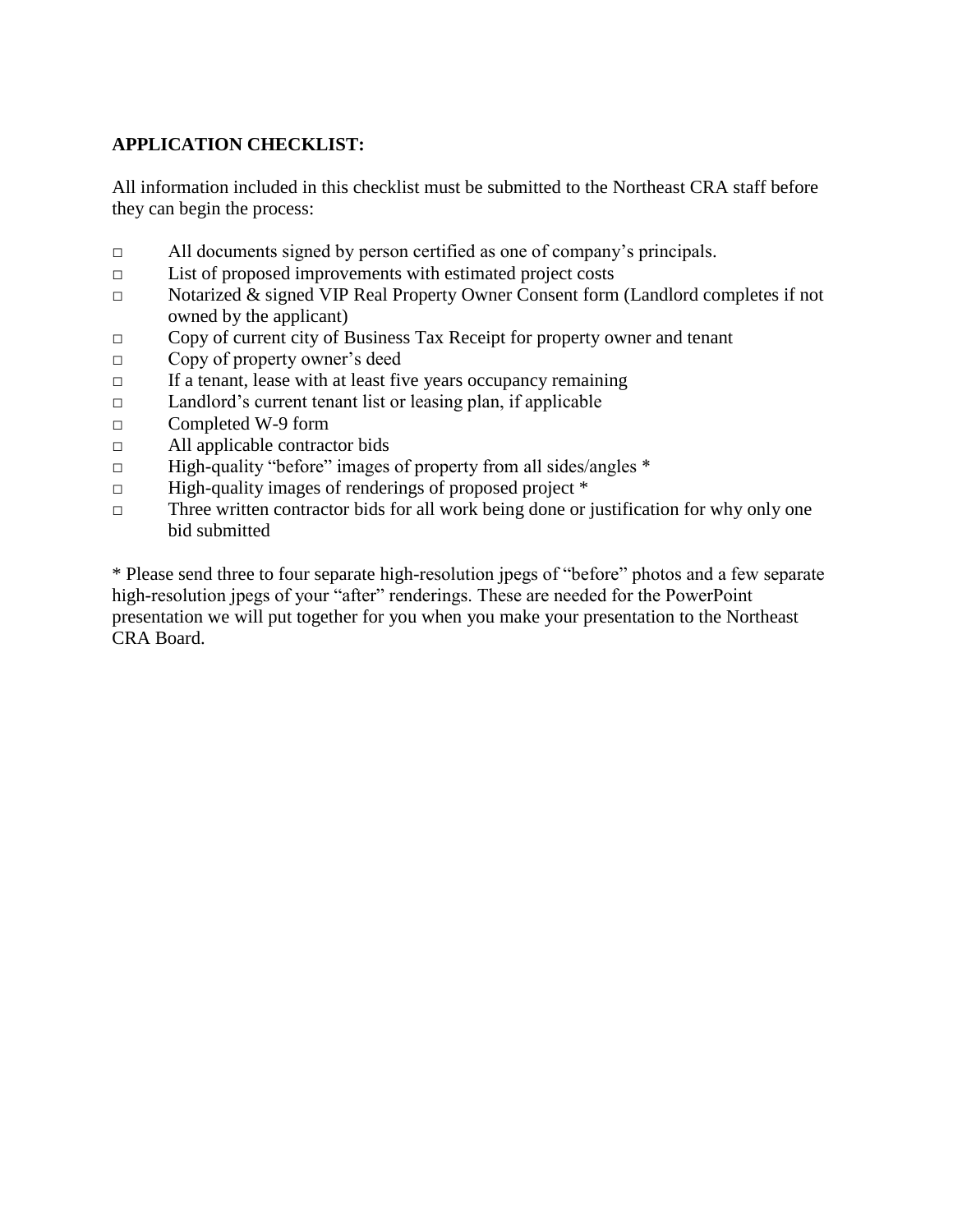**APPLICATION CHECKLIST:**

All information included in this checklist must be submitted to the Northeast CRA staff before they can begin the process:

- □ All documents signed by person certified as one of company's principals.
- □ List of proposed improvements with estimated project costs
- □ Notarized & signed VIP Real Property Owner Consent form (Landlord completes if not owned by the applicant)
- □ Copy of current city of Business Tax Receipt for property owner and tenant
- □ Copy of property owner's deed
- □ If a tenant, lease with at least five years occupancy remaining
- □ Landlord's current tenant list or leasing plan, if applicable
- □ Completed W-9 form
- □ All applicable contractor bids
- □ High-quality "before" images of property from all sides/angles *
- □ High-quality images of renderings of proposed project *
- □ Three written contractor bids for all work being done or justification for why only one bid submitted

* Please send three to four separate high-resolution jpegs of "before" photos and a few separate high-resolution jpegs of your "after" renderings. These are needed for the PowerPoint presentation we will put together for you when you make your presentation to the Northeast CRA Board.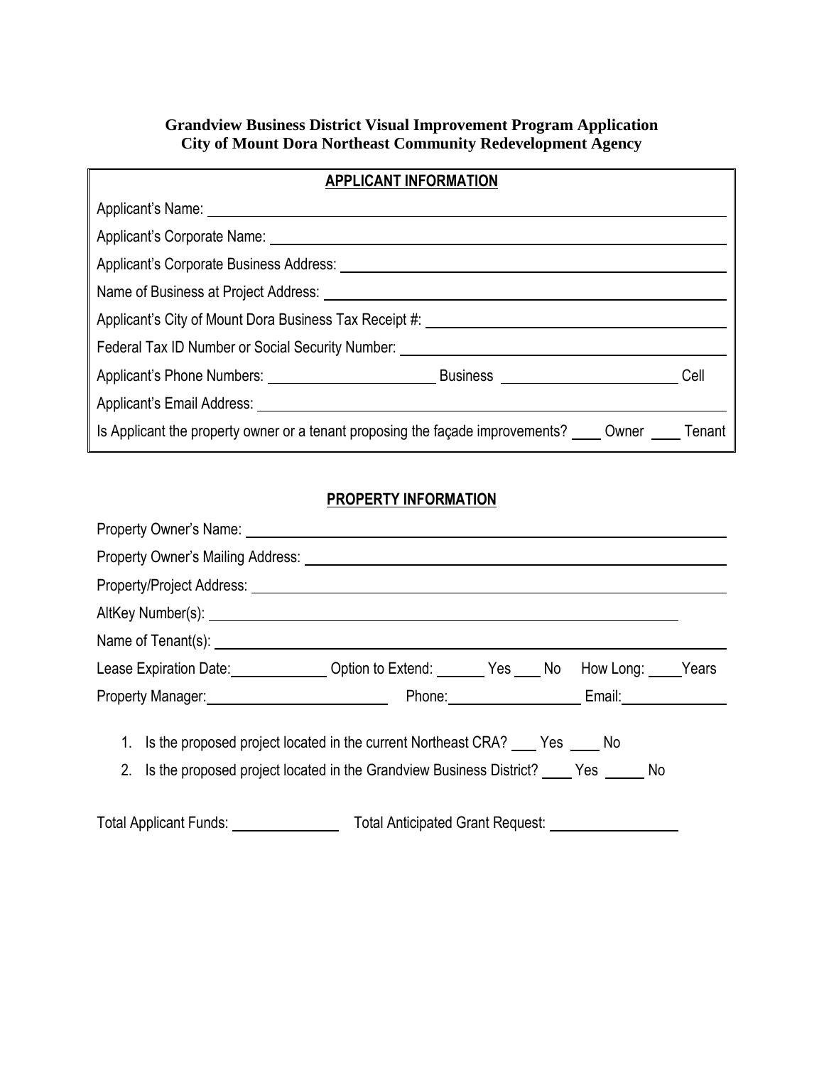**Grandview Business District Visual Improvement Program Application**
**City of Mount Dora Northeast Community Redevelopment Agency**

**APPLICANT INFORMATION**

Applicant's Name: \_\_\_\_\_\_\_\_\_\_\_\_\_\_\_\_\_\_\_\_\_\_\_\_\_\_\_\_\_\_\_\_

Applicant's Corporate Name: \_\_\_\_\_\_\_\_\_\_\_\_\_\_\_\_\_\_\_\_\_\_\_\_\_\_\_\_\_\_\_\_

Applicant's Corporate Business Address: \_\_\_\_\_\_\_\_\_\_\_\_\_\_\_\_\_\_\_\_\_\_\_\_\_\_\_\_\_\_\_\_

Name of Business at Project Address: \_\_\_\_\_\_\_\_\_\_\_\_\_\_\_\_\_\_\_\_\_\_\_\_\_\_\_\_\_\_\_\_

Applicant's City of Mount Dora Business Tax Receipt #: \_\_\_\_\_\_\_\_\_\_\_\_\_\_\_\_\_\_\_\_\_\_\_\_\_\_\_\_\_\_\_\_

Federal Tax ID Number or Social Security Number: \_\_\_\_\_\_\_\_\_\_\_\_\_\_\_\_\_\_\_\_\_\_\_\_\_\_\_\_\_\_\_\_

Applicant's Phone Numbers: \_\_\_\_\_\_\_\_\_\_\_\_\_\_\_\_ Business \_\_\_\_\_\_\_\_\_\_\_\_\_\_\_\_ Cell

Applicant's Email Address: \_\_\_\_\_\_\_\_\_\_\_\_\_\_\_\_\_\_\_\_\_\_\_\_\_\_\_\_\_\_\_\_

Is Applicant the property owner or a tenant proposing the façade improvements? \_\_\_\_ Owner \_\_\_\_ Tenant

**PROPERTY INFORMATION**

Property Owner's Name: \_\_\_\_\_\_\_\_\_\_\_\_\_\_\_\_\_\_\_\_\_\_\_\_\_\_\_\_\_\_\_\_

Property Owner's Mailing Address: \_\_\_\_\_\_\_\_\_\_\_\_\_\_\_\_\_\_\_\_\_\_\_\_\_\_\_\_\_\_\_\_

Property/Project Address: \_\_\_\_\_\_\_\_\_\_\_\_\_\_\_\_\_\_\_\_\_\_\_\_\_\_\_\_\_\_\_\_

AltKey Number(s): \_\_\_\_\_\_\_\_\_\_\_\_\_\_\_\_\_\_\_\_\_\_\_\_\_\_\_\_\_\_\_\_

Name of Tenant(s): \_\_\_\_\_\_\_\_\_\_\_\_\_\_\_\_\_\_\_\_\_\_\_\_\_\_\_\_\_\_\_\_

Lease Expiration Date: \_\_\_\_\_\_\_\_\_\_ Option to Extend: \_\_\_\_\_ Yes \_\_\_\_ No How Long: \_\_\_\_ Years

Property Manager: \_\_\_\_\_\_\_\_\_\_\_\_\_\_\_\_ Phone: \_\_\_\_\_\_\_\_\_\_\_\_\_\_\_\_ Email: \_\_\_\_\_\_\_\_\_\_\_\_\_\_\_\_

1. Is the proposed project located in the current Northeast CRA? \_\_\_\_ Yes \_\_\_\_ No
2. Is the proposed project located in the Grandview Business District? \_\_\_\_ Yes \_\_\_\_ No

Total Applicant Funds: \_\_\_\_\_\_\_\_\_\_\_\_\_\_\_\_ Total Anticipated Grant Request: \_\_\_\_\_\_\_\_\_\_\_\_\_\_\_\_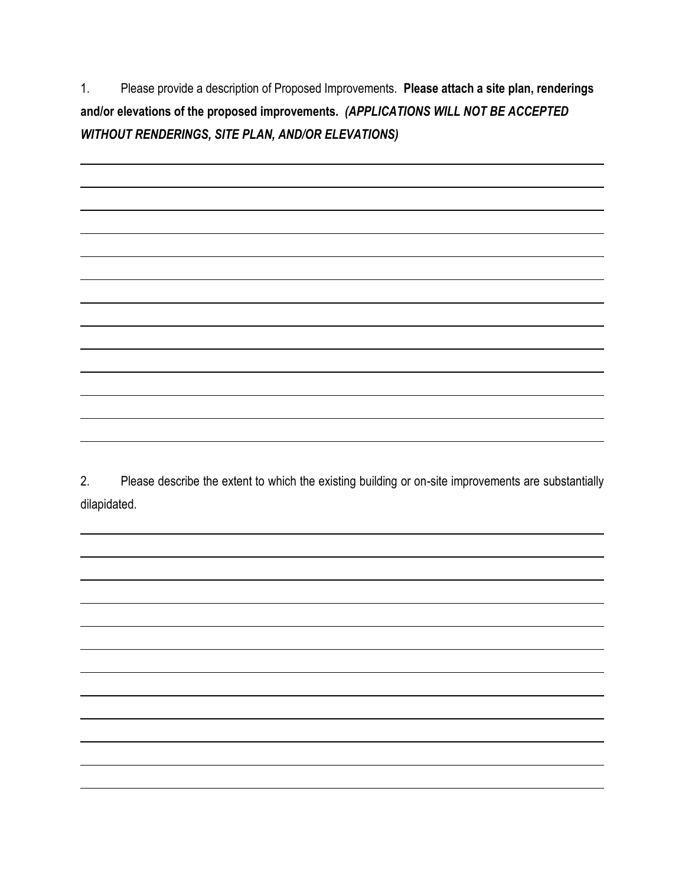1. Please provide a description of Proposed Improvements. **Please attach a site plan, renderings and/or elevations of the proposed improvements.** ***(APPLICATIONS WILL NOT BE ACCEPTED WITHOUT RENDERINGS, SITE PLAN, AND/OR ELEVATIONS)***

2. Please describe the extent to which the existing building or on-site improvements are substantially dilapidated.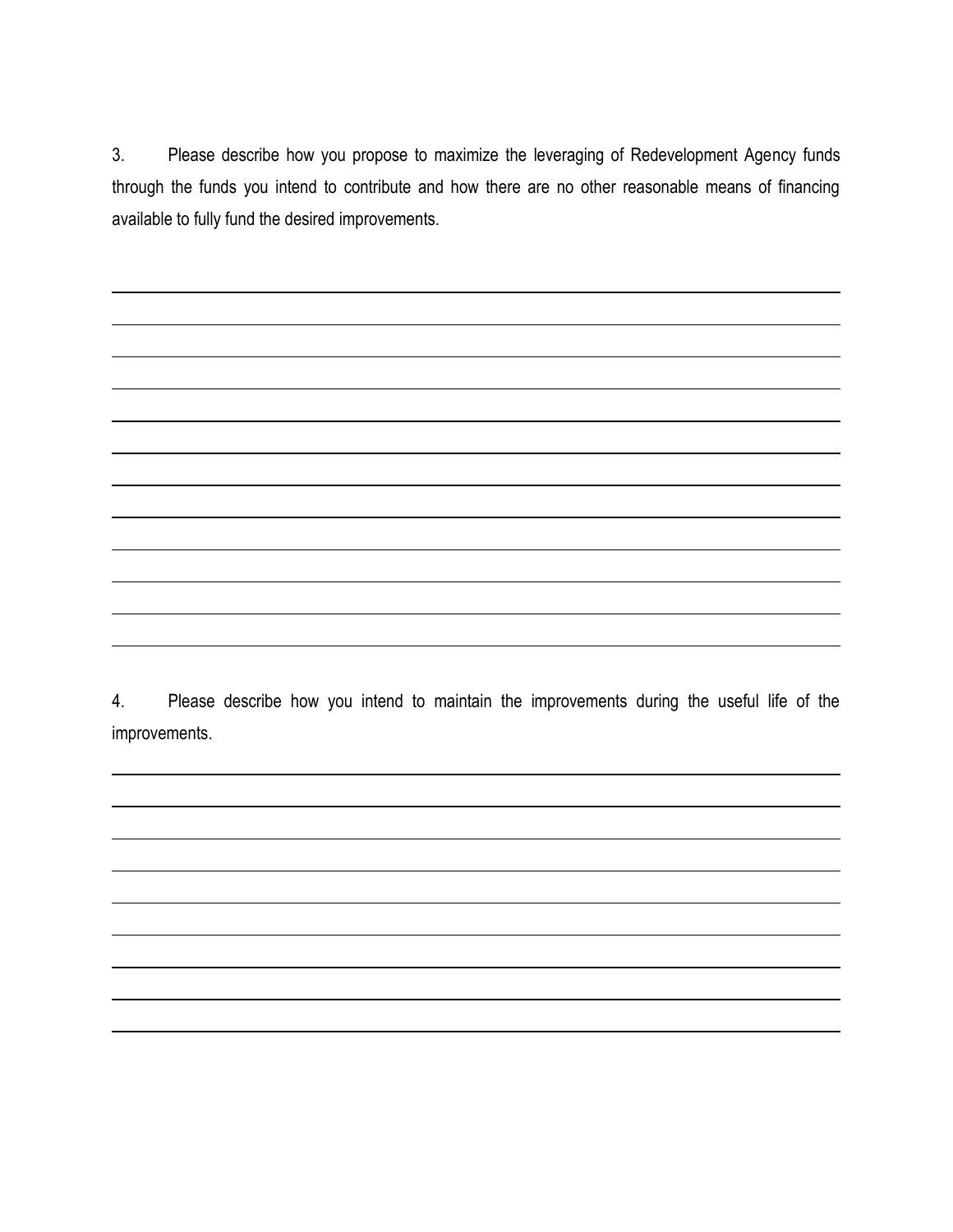3. Please describe how you propose to maximize the leveraging of Redevelopment Agency funds through the funds you intend to contribute and how there are no other reasonable means of financing available to fully fund the desired improvements.

4. Please describe how you intend to maintain the improvements during the useful life of the improvements.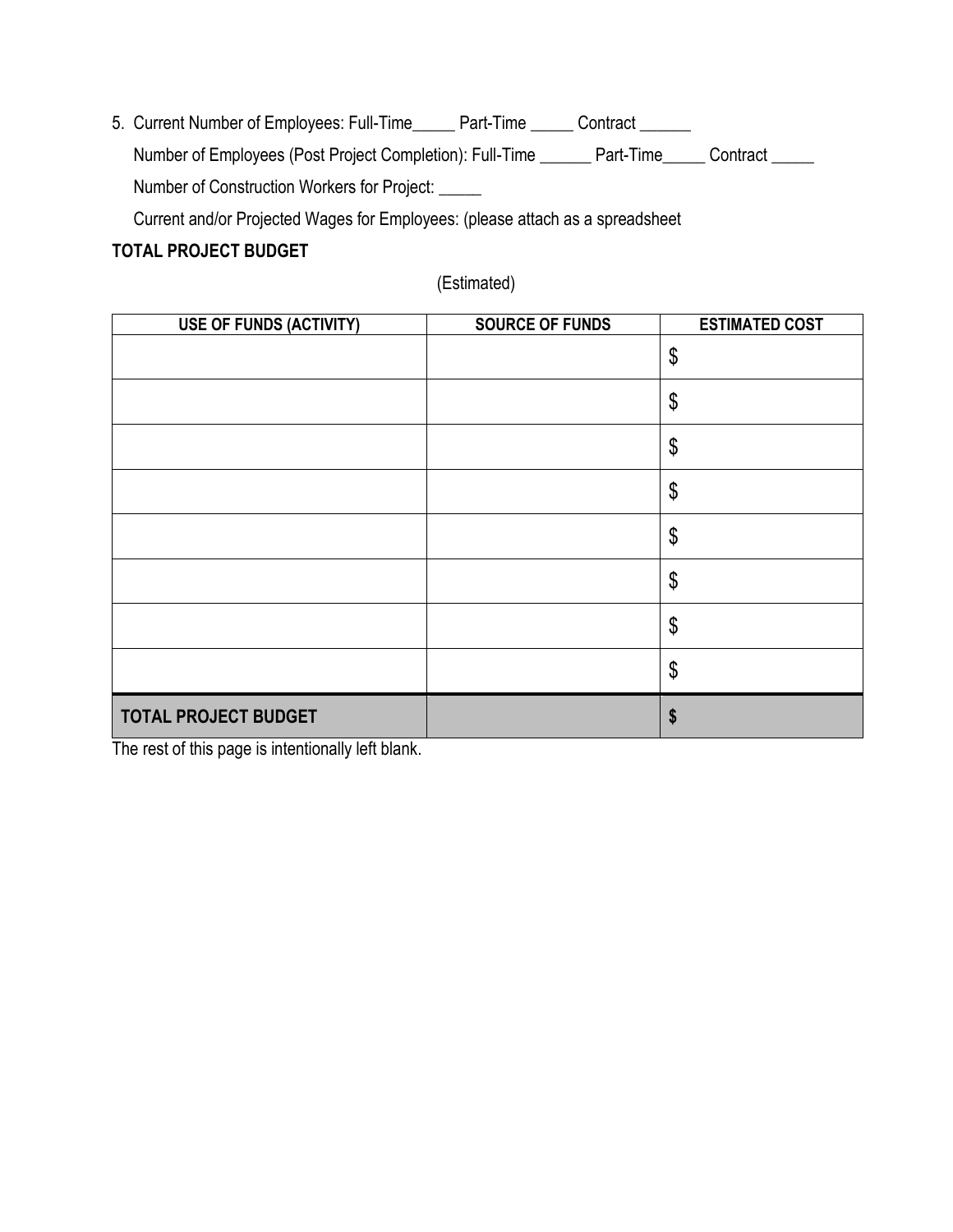5. Current Number of Employees: Full-Time_____ Part-Time _____ Contract ______

   Number of Employees (Post Project Completion): Full-Time ______ Part-Time_____ Contract _____

   Number of Construction Workers for Project: _____

   Current and/or Projected Wages for Employees: (please attach as a spreadsheet

**TOTAL PROJECT BUDGET**

(Estimated)

| USE OF FUNDS (ACTIVITY) | SOURCE OF FUNDS | ESTIMATED COST |
|---|---|---|
| | | $ |
| | | $ |
| | | $ |
| | | $ |
| | | $ |
| | | $ |
| | | $ |
| | | $ |
| **TOTAL PROJECT BUDGET** | | **$** |

The rest of this page is intentionally left blank.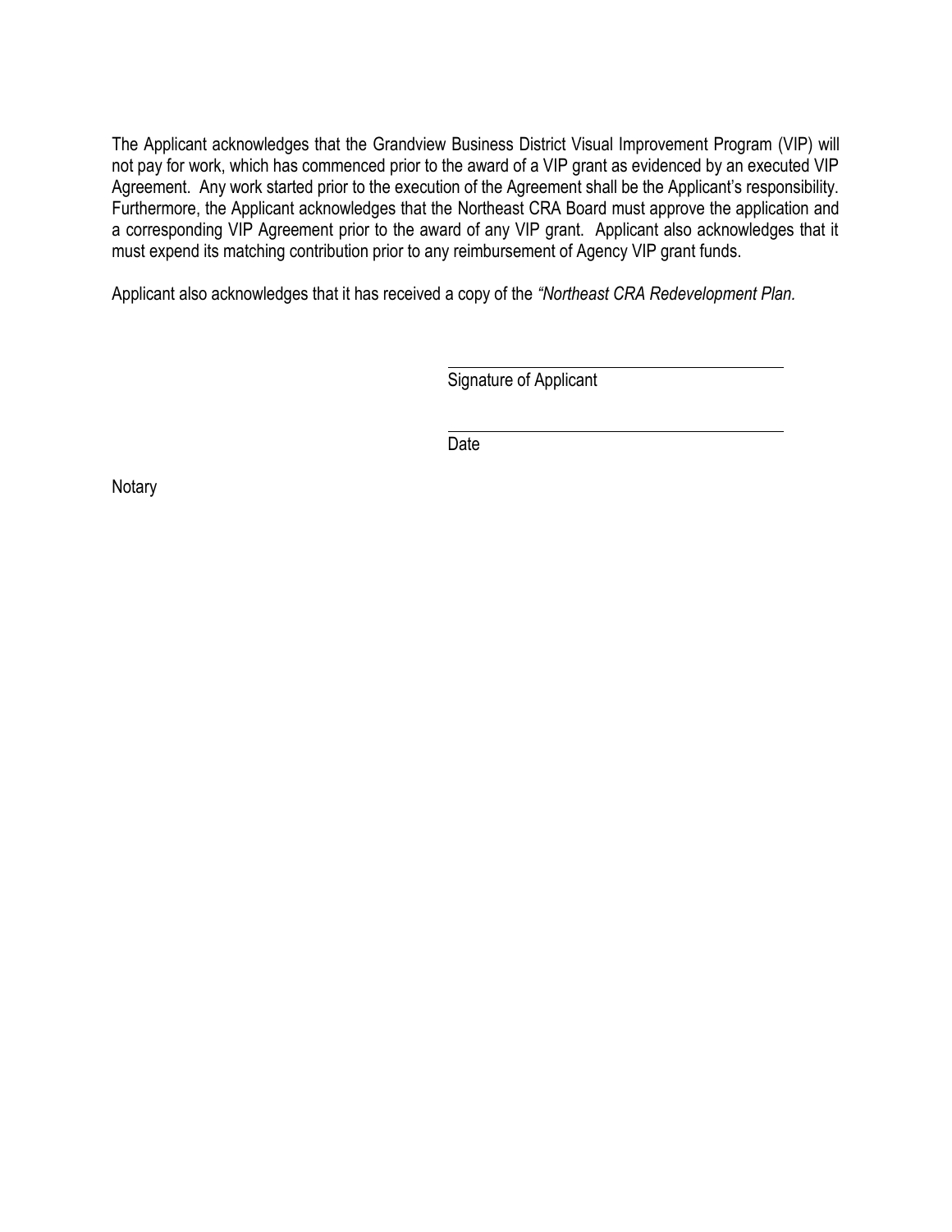The Applicant acknowledges that the Grandview Business District Visual Improvement Program (VIP) will not pay for work, which has commenced prior to the award of a VIP grant as evidenced by an executed VIP Agreement. Any work started prior to the execution of the Agreement shall be the Applicant's responsibility. Furthermore, the Applicant acknowledges that the Northeast CRA Board must approve the application and a corresponding VIP Agreement prior to the award of any VIP grant. Applicant also acknowledges that it must expend its matching contribution prior to any reimbursement of Agency VIP grant funds.

Applicant also acknowledges that it has received a copy of the *"Northeast CRA Redevelopment Plan.*

\_\_\_\_\_\_\_\_\_\_\_\_\_\_\_\_\_\_\_\_\_\_\_\_\_\_\_\_\_\_\_\_\_\_\_\_\_\_\_\_
Signature of Applicant

\_\_\_\_\_\_\_\_\_\_\_\_\_\_\_\_\_\_\_\_\_\_\_\_\_\_\_\_\_\_\_\_\_\_\_\_\_\_\_\_
Date

Notary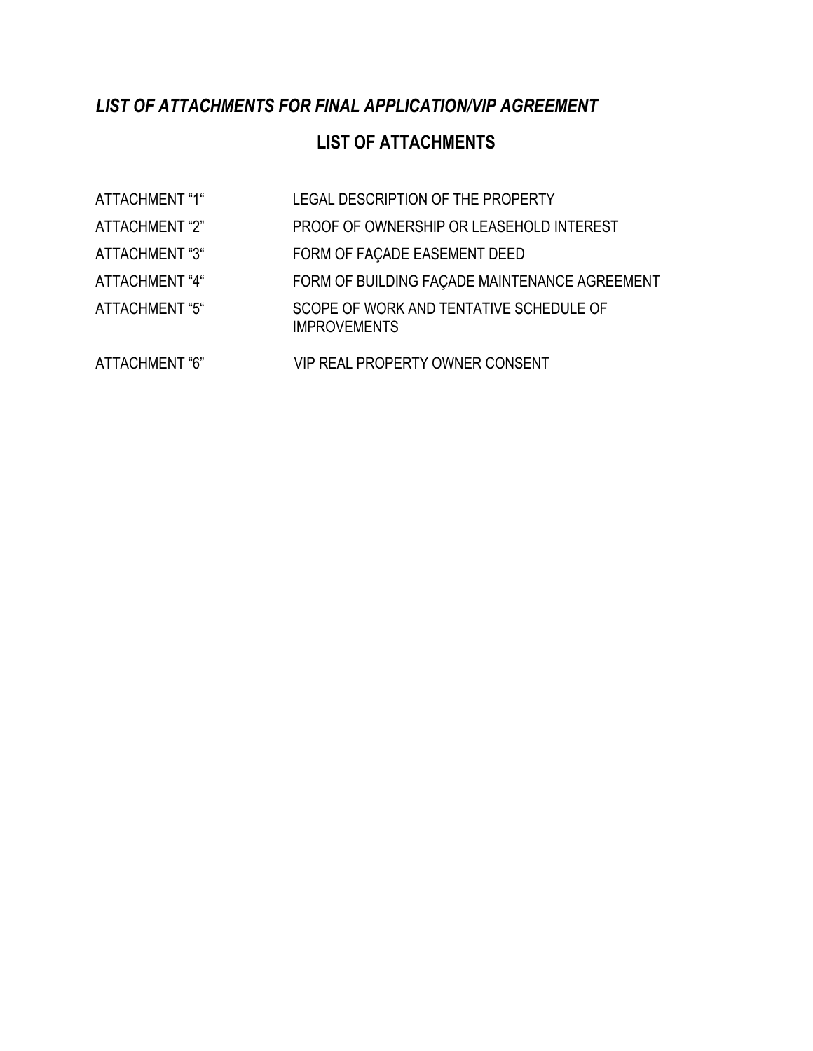***LIST OF ATTACHMENTS FOR FINAL APPLICATION/VIP AGREEMENT***

## LIST OF ATTACHMENTS

| | |
|---|---|
| ATTACHMENT “1“ | LEGAL DESCRIPTION OF THE PROPERTY |
| ATTACHMENT “2” | PROOF OF OWNERSHIP OR LEASEHOLD INTEREST |
| ATTACHMENT “3“ | FORM OF FAÇADE EASEMENT DEED |
| ATTACHMENT “4“ | FORM OF BUILDING FAÇADE MAINTENANCE AGREEMENT |
| ATTACHMENT “5“ | SCOPE OF WORK AND TENTATIVE SCHEDULE OF IMPROVEMENTS |
| ATTACHMENT “6” | VIP REAL PROPERTY OWNER CONSENT |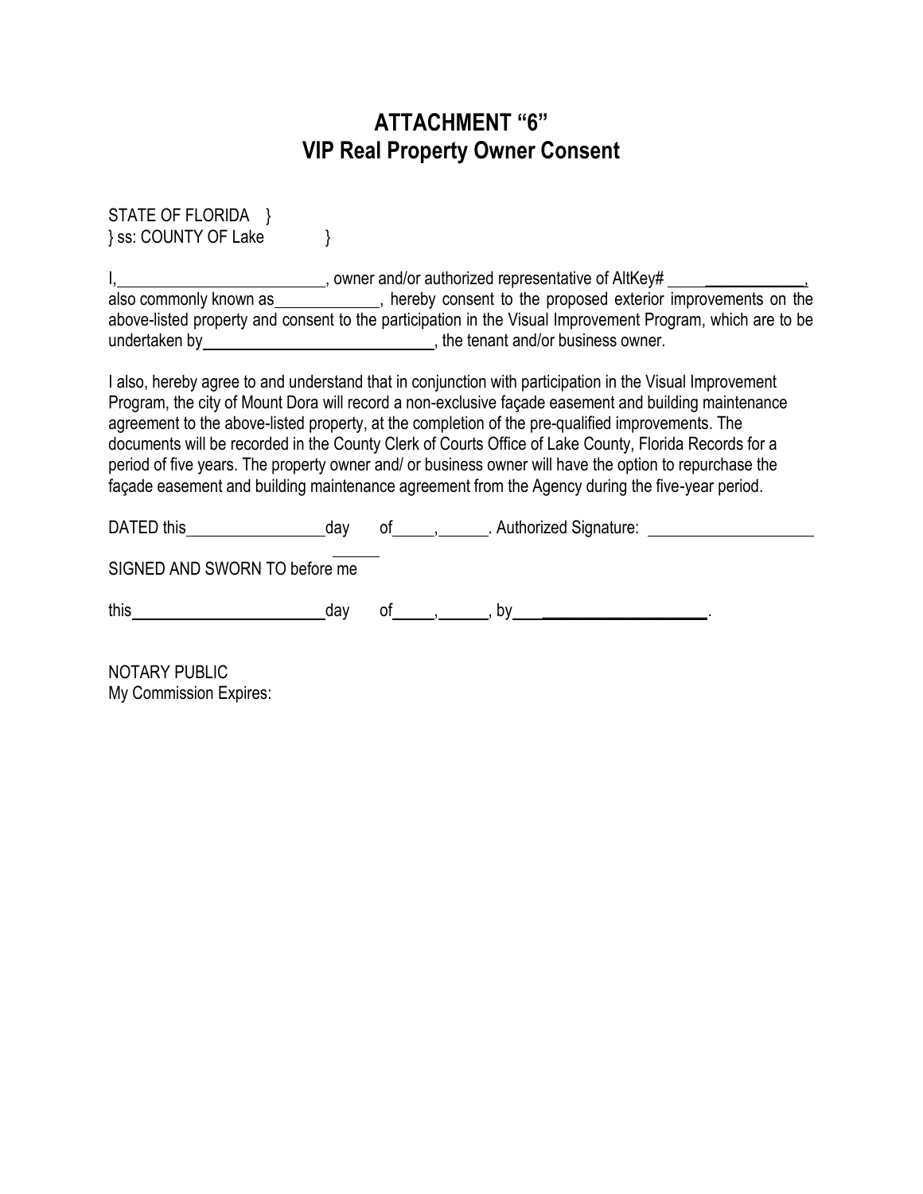# ATTACHMENT "6"
## VIP Real Property Owner Consent

STATE OF FLORIDA }
} ss: COUNTY OF Lake }

I, \_\_\_\_\_\_\_\_\_\_\_\_\_\_\_\_\_\_\_\_\_\_\_\_\_\_, owner and/or authorized representative of AltKey# \_\_\_\_\_\_\_\_\_\_\_\_\_\_\_\_\_\_, also commonly known as \_\_\_\_\_\_\_\_\_\_\_\_\_, hereby consent to the proposed exterior improvements on the above-listed property and consent to the participation in the Visual Improvement Program, which are to be undertaken by \_\_\_\_\_\_\_\_\_\_\_\_\_\_\_\_\_\_\_\_\_\_\_\_\_\_\_\_\_\_\_, the tenant and/or business owner.

I also, hereby agree to and understand that in conjunction with participation in the Visual Improvement Program, the city of Mount Dora will record a non-exclusive façade easement and building maintenance agreement to the above-listed property, at the completion of the pre-qualified improvements. The documents will be recorded in the County Clerk of Courts Office of Lake County, Florida Records for a period of five years. The property owner and/ or business owner will have the option to repurchase the façade easement and building maintenance agreement from the Agency during the five-year period.

DATED this \_\_\_\_\_\_\_\_\_\_\_\_\_\_\_\_\_\_ day of \_\_\_\_\_, \_\_\_\_\_\_. Authorized Signature: \_\_\_\_\_\_\_\_\_\_\_\_\_\_\_\_\_\_\_\_\_\_

SIGNED AND SWORN TO before me

this \_\_\_\_\_\_\_\_\_\_\_\_\_\_\_\_\_\_\_\_\_\_\_\_\_\_ day of \_\_\_\_\_, \_\_\_\_\_\_, by \_\_\_\_\_\_\_\_\_\_\_\_\_\_\_\_\_\_\_\_\_\_\_\_.

NOTARY PUBLIC
My Commission Expires: